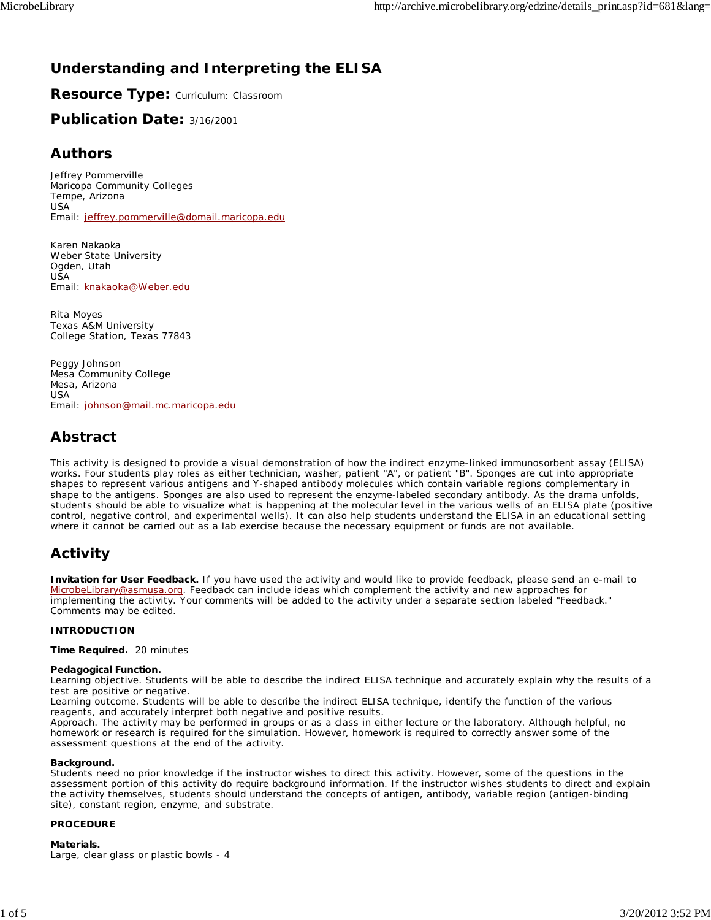# Understanding and Interpreting the ELISA

## Resource Type: Curriculum: Classroom

## Publication Date: 3/16/2001

## Authors

Jeffrey Pommerville
Maricopa Community Colleges
Tempe, Arizona
USA
Email: jeffrey.pommerville@domail.maricopa.edu

Karen Nakaoka
Weber State University
Ogden, Utah
USA
Email: knakaoka@Weber.edu

Rita Moyes
Texas A&M University
College Station, Texas 77843

Peggy Johnson
Mesa Community College
Mesa, Arizona
USA
Email: johnson@mail.mc.maricopa.edu

## Abstract

This activity is designed to provide a visual demonstration of how the indirect enzyme-linked immunosorbent assay (ELISA) works. Four students play roles as either technician, washer, patient "A", or patient "B". Sponges are cut into appropriate shapes to represent various antigens and Y-shaped antibody molecules which contain variable regions complementary in shape to the antigens. Sponges are also used to represent the enzyme-labeled secondary antibody. As the drama unfolds, students should be able to visualize what is happening at the molecular level in the various wells of an ELISA plate (positive control, negative control, and experimental wells). It can also help students understand the ELISA in an educational setting where it cannot be carried out as a lab exercise because the necessary equipment or funds are not available.

## Activity

**Invitation for User Feedback.** If you have used the activity and would like to provide feedback, please send an e-mail to MicrobeLibrary@asmusa.org. Feedback can include ideas which complement the activity and new approaches for implementing the activity. Your comments will be added to the activity under a separate section labeled "Feedback." Comments may be edited.

**INTRODUCTION**

**Time Required.** 20 minutes

**Pedagogical Function.**
Learning objective. Students will be able to describe the indirect ELISA technique and accurately explain why the results of a test are positive or negative.
Learning outcome. Students will be able to describe the indirect ELISA technique, identify the function of the various reagents, and accurately interpret both negative and positive results.
Approach. The activity may be performed in groups or as a class in either lecture or the laboratory. Although helpful, no homework or research is required for the simulation. However, homework is required to correctly answer some of the assessment questions at the end of the activity.

**Background.**
Students need no prior knowledge if the instructor wishes to direct this activity. However, some of the questions in the assessment portion of this activity do require background information. If the instructor wishes students to direct and explain the activity themselves, students should understand the concepts of antigen, antibody, variable region (antigen-binding site), constant region, enzyme, and substrate.

**PROCEDURE**

**Materials.**
Large, clear glass or plastic bowls - 4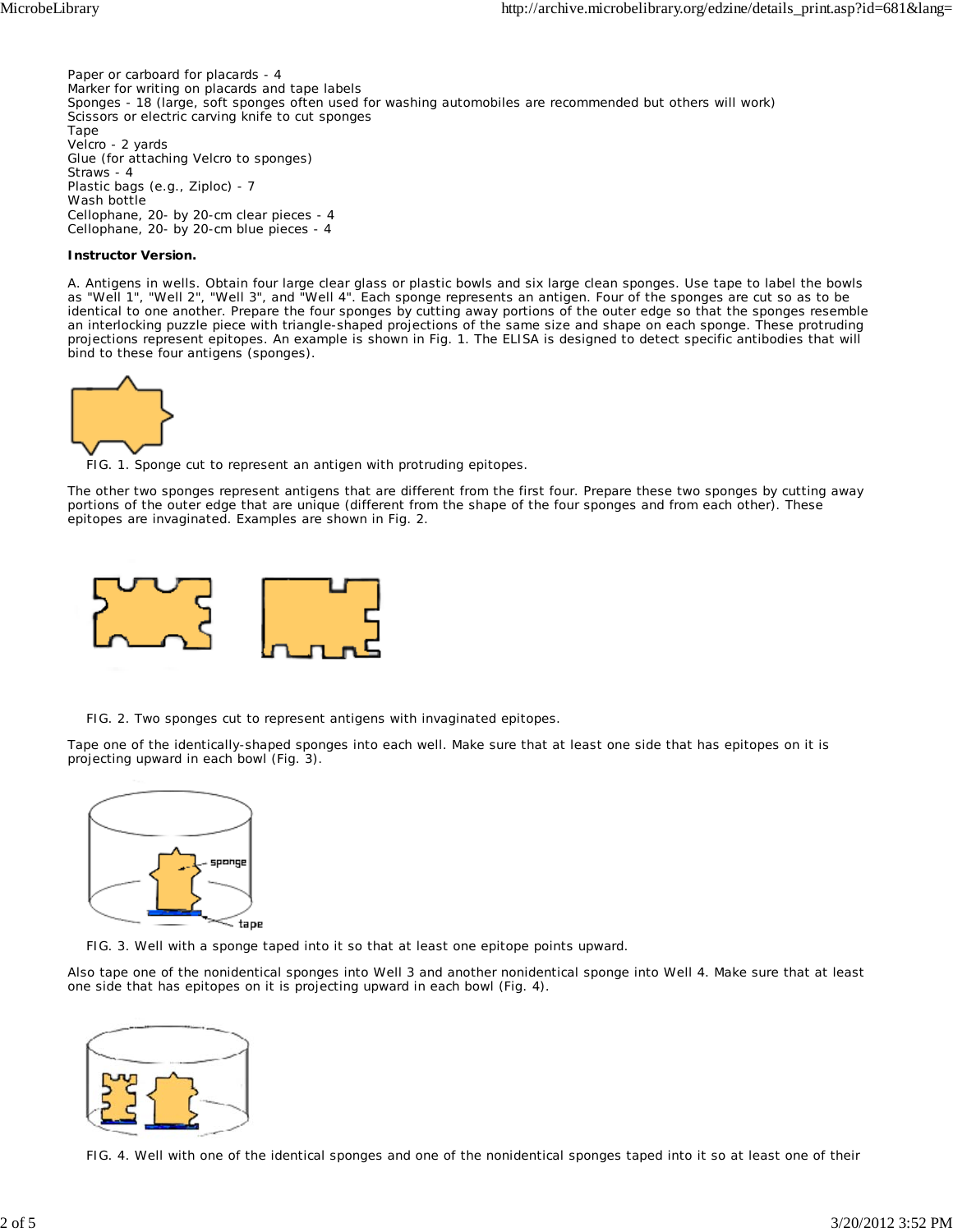Paper or carboard for placards - 4
Marker for writing on placards and tape labels
Sponges - 18 (large, soft sponges often used for washing automobiles are recommended but others will work)
Scissors or electric carving knife to cut sponges
Tape
Velcro - 2 yards
Glue (for attaching Velcro to sponges)
Straws - 4
Plastic bags (e.g., Ziploc) - 7
Wash bottle
Cellophane, 20- by 20-cm clear pieces - 4
Cellophane, 20- by 20-cm blue pieces - 4

**Instructor Version.**

A. Antigens in wells. Obtain four large clear glass or plastic bowls and six large clean sponges. Use tape to label the bowls as "Well 1", "Well 2", "Well 3", and "Well 4". Each sponge represents an antigen. Four of the sponges are cut so as to be identical to one another. Prepare the four sponges by cutting away portions of the outer edge so that the sponges resemble an interlocking puzzle piece with triangle-shaped projections of the same size and shape on each sponge. These protruding projections represent epitopes. An example is shown in Fig. 1. The ELISA is designed to detect specific antibodies that will bind to these four antigens (sponges).

FIG. 1. Sponge cut to represent an antigen with protruding epitopes.

The other two sponges represent antigens that are different from the first four. Prepare these two sponges by cutting away portions of the outer edge that are unique (different from the shape of the four sponges and from each other). These epitopes are invaginated. Examples are shown in Fig. 2.

FIG. 2. Two sponges cut to represent antigens with invaginated epitopes.

Tape one of the identically-shaped sponges into each well. Make sure that at least one side that has epitopes on it is projecting upward in each bowl (Fig. 3).

FIG. 3. Well with a sponge taped into it so that at least one epitope points upward.

Also tape one of the nonidentical sponges into Well 3 and another nonidentical sponge into Well 4. Make sure that at least one side that has epitopes on it is projecting upward in each bowl (Fig. 4).

FIG. 4. Well with one of the identical sponges and one of the nonidentical sponges taped into it so at least one of their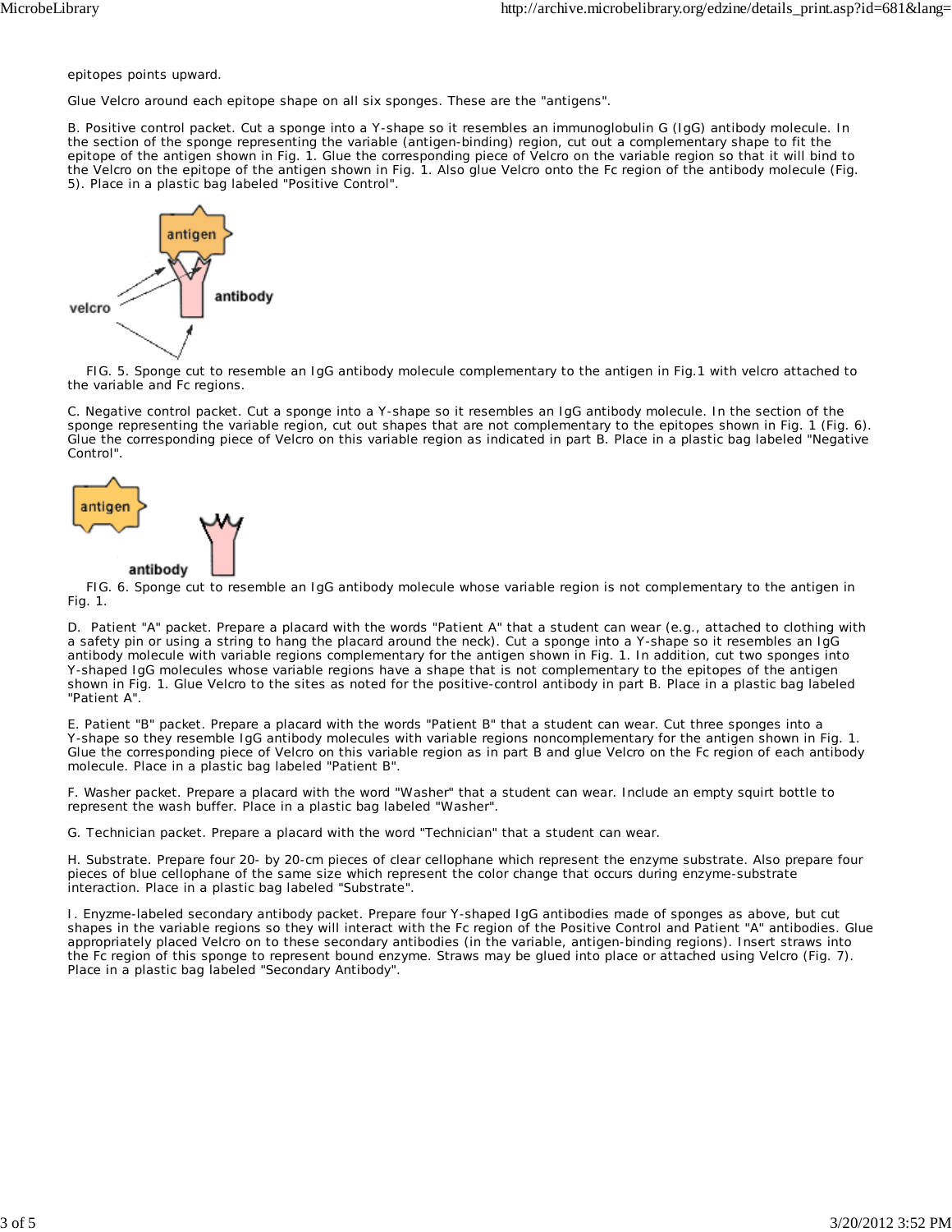epitopes points upward.

Glue Velcro around each epitope shape on all six sponges. These are the "antigens".

B. Positive control packet. Cut a sponge into a Y-shape so it resembles an immunoglobulin G (IgG) antibody molecule. In the section of the sponge representing the variable (antigen-binding) region, cut out a complementary shape to fit the epitope of the antigen shown in Fig. 1. Glue the corresponding piece of Velcro on the variable region so that it will bind to the Velcro on the epitope of the antigen shown in Fig. 1. Also glue Velcro onto the Fc region of the antibody molecule (Fig. 5). Place in a plastic bag labeled "Positive Control".

FIG. 5. Sponge cut to resemble an IgG antibody molecule complementary to the antigen in Fig.1 with velcro attached to the variable and Fc regions.

C. Negative control packet. Cut a sponge into a Y-shape so it resembles an IgG antibody molecule. In the section of the sponge representing the variable region, cut out shapes that are not complementary to the epitopes shown in Fig. 1 (Fig. 6). Glue the corresponding piece of Velcro on this variable region as indicated in part B. Place in a plastic bag labeled "Negative Control".

FIG. 6. Sponge cut to resemble an IgG antibody molecule whose variable region is not complementary to the antigen in Fig. 1.

D. Patient "A" packet. Prepare a placard with the words "Patient A" that a student can wear (e.g., attached to clothing with a safety pin or using a string to hang the placard around the neck). Cut a sponge into a Y-shape so it resembles an IgG antibody molecule with variable regions complementary for the antigen shown in Fig. 1. In addition, cut two sponges into Y-shaped IgG molecules whose variable regions have a shape that is not complementary to the epitopes of the antigen shown in Fig. 1. Glue Velcro to the sites as noted for the positive-control antibody in part B. Place in a plastic bag labeled "Patient A".

E. Patient "B" packet. Prepare a placard with the words "Patient B" that a student can wear. Cut three sponges into a Y-shape so they resemble IgG antibody molecules with variable regions noncomplementary for the antigen shown in Fig. 1. Glue the corresponding piece of Velcro on this variable region as in part B and glue Velcro on the Fc region of each antibody molecule. Place in a plastic bag labeled "Patient B".

F. Washer packet. Prepare a placard with the word "Washer" that a student can wear. Include an empty squirt bottle to represent the wash buffer. Place in a plastic bag labeled "Washer".

G. Technician packet. Prepare a placard with the word "Technician" that a student can wear.

H. Substrate. Prepare four 20- by 20-cm pieces of clear cellophane which represent the enzyme substrate. Also prepare four pieces of blue cellophane of the same size which represent the color change that occurs during enzyme-substrate interaction. Place in a plastic bag labeled "Substrate".

I. Enyzme-labeled secondary antibody packet. Prepare four Y-shaped IgG antibodies made of sponges as above, but cut shapes in the variable regions so they will interact with the Fc region of the Positive Control and Patient "A" antibodies. Glue appropriately placed Velcro on to these secondary antibodies (in the variable, antigen-binding regions). Insert straws into the Fc region of this sponge to represent bound enzyme. Straws may be glued into place or attached using Velcro (Fig. 7). Place in a plastic bag labeled "Secondary Antibody".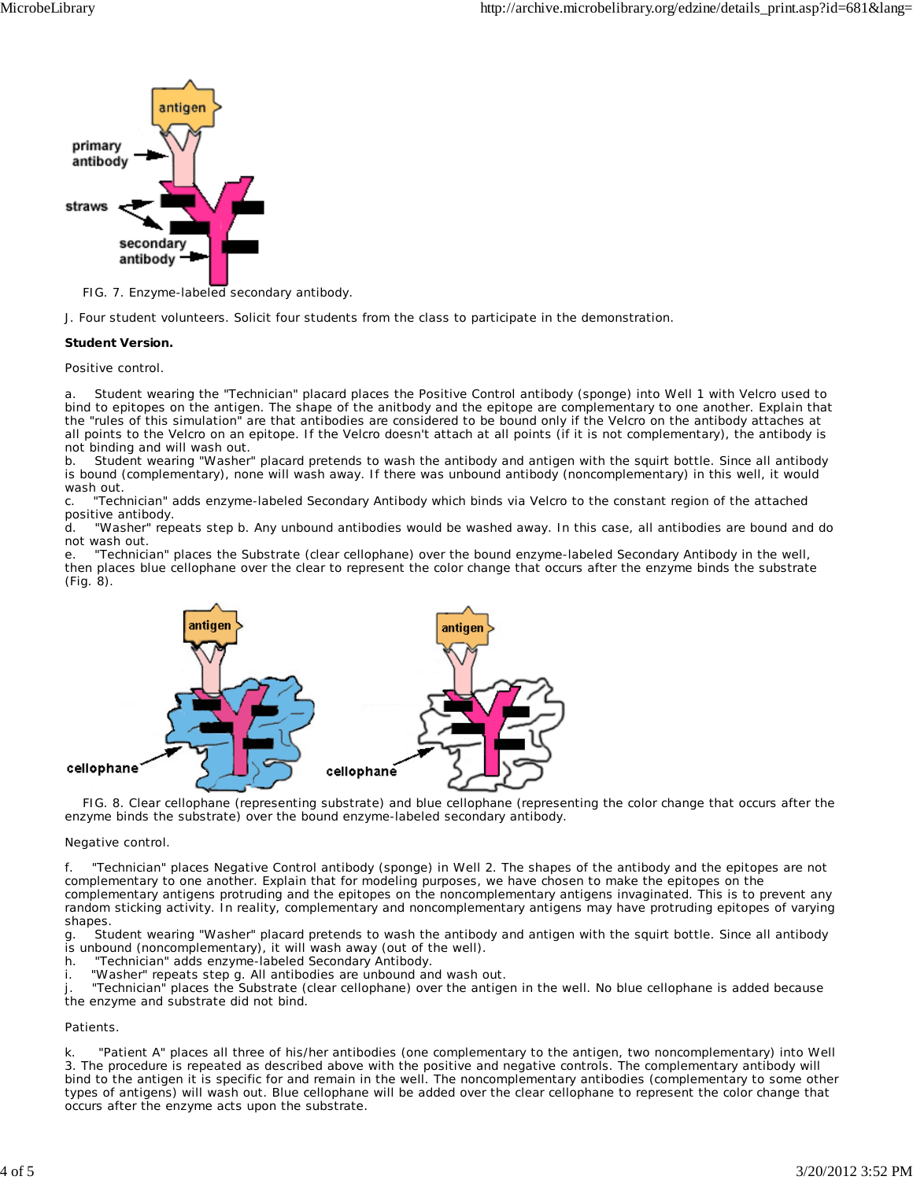FIG. 7. Enzyme-labeled secondary antibody.

J. Four student volunteers. Solicit four students from the class to participate in the demonstration.

**Student Version.**

Positive control.

a. Student wearing the "Technician" placard places the Positive Control antibody (sponge) into Well 1 with Velcro used to bind to epitopes on the antigen. The shape of the anitbody and the epitope are complementary to one another. Explain that the "rules of this simulation" are that antibodies are considered to be bound only if the Velcro on the antibody attaches at all points to the Velcro on an epitope. If the Velcro doesn't attach at all points (if it is not complementary), the antibody is not binding and will wash out.
b. Student wearing "Washer" placard pretends to wash the antibody and antigen with the squirt bottle. Since all antibody is bound (complementary), none will wash away. If there was unbound antibody (noncomplementary) in this well, it would wash out.
c. "Technician" adds enzyme-labeled Secondary Antibody which binds via Velcro to the constant region of the attached positive antibody.
d. "Washer" repeats step b. Any unbound antibodies would be washed away. In this case, all antibodies are bound and do not wash out.
e. "Technician" places the Substrate (clear cellophane) over the bound enzyme-labeled Secondary Antibody in the well, then places blue cellophane over the clear to represent the color change that occurs after the enzyme binds the substrate (Fig. 8).

FIG. 8. Clear cellophane (representing substrate) and blue cellophane (representing the color change that occurs after the enzyme binds the substrate) over the bound enzyme-labeled secondary antibody.

Negative control.

f. "Technician" places Negative Control antibody (sponge) in Well 2. The shapes of the antibody and the epitopes are not complementary to one another. Explain that for modeling purposes, we have chosen to make the epitopes on the complementary antigens protruding and the epitopes on the noncomplementary antigens invaginated. This is to prevent any random sticking activity. In reality, complementary and noncomplementary antigens may have protruding epitopes of varying shapes.
g. Student wearing "Washer" placard pretends to wash the antibody and antigen with the squirt bottle. Since all antibody is unbound (noncomplementary), it will wash away (out of the well).
h. "Technician" adds enzyme-labeled Secondary Antibody.
i. "Washer" repeats step g. All antibodies are unbound and wash out.
j. "Technician" places the Substrate (clear cellophane) over the antigen in the well. No blue cellophane is added because the enzyme and substrate did not bind.

Patients.

k. "Patient A" places all three of his/her antibodies (one complementary to the antigen, two noncomplementary) into Well 3. The procedure is repeated as described above with the positive and negative controls. The complementary antibody will bind to the antigen it is specific for and remain in the well. The noncomplementary antibodies (complementary to some other types of antigens) will wash out. Blue cellophane will be added over the clear cellophane to represent the color change that occurs after the enzyme acts upon the substrate.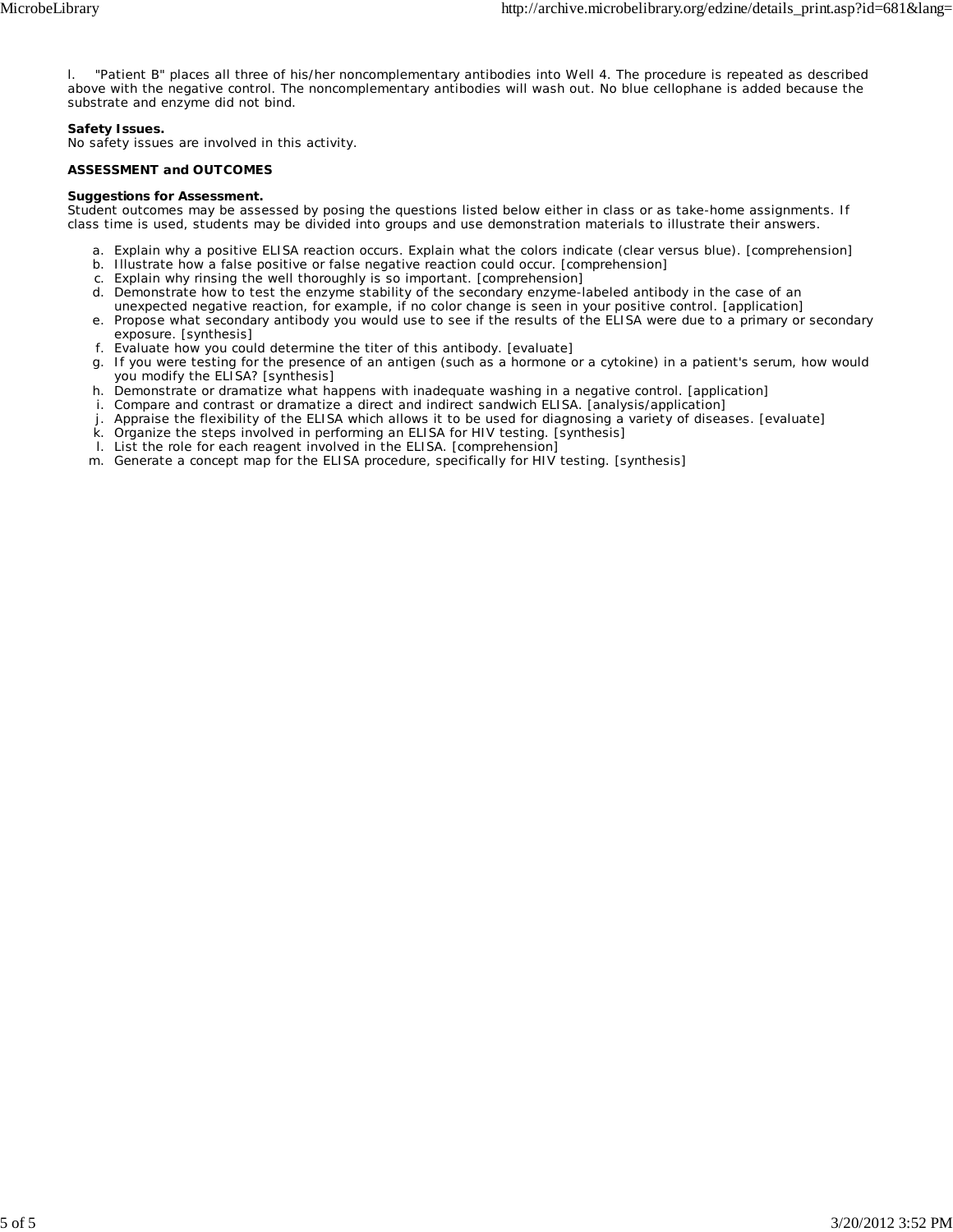l. "Patient B" places all three of his/her noncomplementary antibodies into Well 4. The procedure is repeated as described above with the negative control. The noncomplementary antibodies will wash out. No blue cellophane is added because the substrate and enzyme did not bind.

**Safety Issues.**
No safety issues are involved in this activity.

**ASSESSMENT and OUTCOMES**

**Suggestions for Assessment.**
Student outcomes may be assessed by posing the questions listed below either in class or as take-home assignments. If class time is used, students may be divided into groups and use demonstration materials to illustrate their answers.

a. Explain why a positive ELISA reaction occurs. Explain what the colors indicate (clear versus blue). [comprehension]
b. Illustrate how a false positive or false negative reaction could occur. [comprehension]
c. Explain why rinsing the well thoroughly is so important. [comprehension]
d. Demonstrate how to test the enzyme stability of the secondary enzyme-labeled antibody in the case of an unexpected negative reaction, for example, if no color change is seen in your positive control. [application]
e. Propose what secondary antibody you would use to see if the results of the ELISA were due to a primary or secondary exposure. [synthesis]
f. Evaluate how you could determine the titer of this antibody. [evaluate]
g. If you were testing for the presence of an antigen (such as a hormone or a cytokine) in a patient's serum, how would you modify the ELISA? [synthesis]
h. Demonstrate or dramatize what happens with inadequate washing in a negative control. [application]
i. Compare and contrast or dramatize a direct and indirect sandwich ELISA. [analysis/application]
j. Appraise the flexibility of the ELISA which allows it to be used for diagnosing a variety of diseases. [evaluate]
k. Organize the steps involved in performing an ELISA for HIV testing. [synthesis]
l. List the role for each reagent involved in the ELISA. [comprehension]
m. Generate a concept map for the ELISA procedure, specifically for HIV testing. [synthesis]